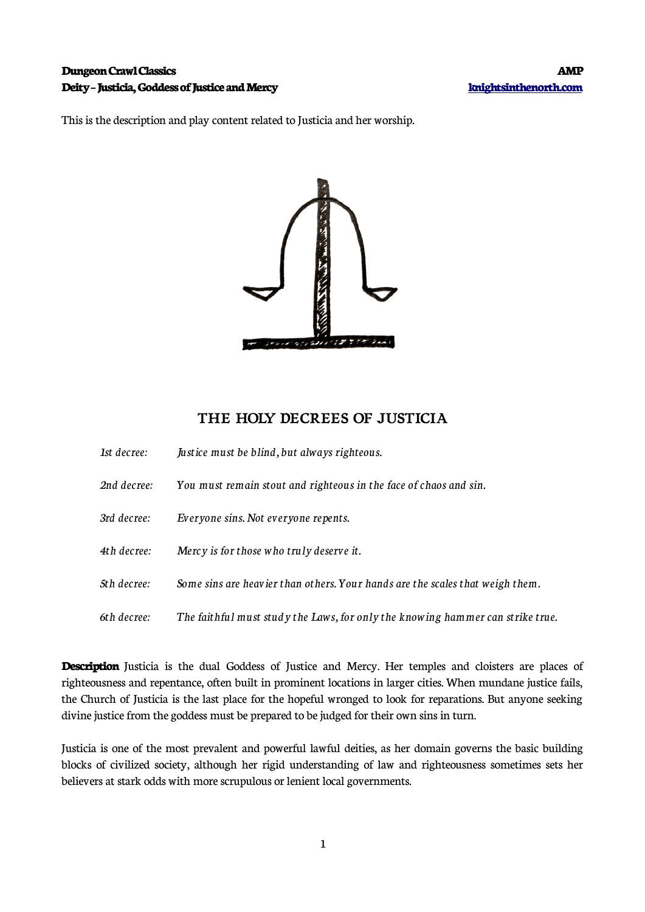**Dungeon Crawl Classics** **AMP**
**Deity – Justicia, Goddess of Justice and Mercy** **knightsinthenorth.com**

This is the description and play content related to Justicia and her worship.

## THE HOLY DECREES OF JUSTICIA

| | |
|---|---|
| *1st decree:* | *Justice must be blind, but always righteous.* |
| *2nd decree:* | *You must remain stout and righteous in the face of chaos and sin.* |
| *3rd decree:* | *Everyone sins. Not everyone repents.* |
| *4th decree:* | *Mercy is for those who truly deserve it.* |
| *5th decree:* | *Some sins are heavier than others. Your hands are the scales that weigh them.* |
| *6th decree:* | *The faithful must study the Laws, for only the knowing hammer can strike true.* |

**Description** Justicia is the dual Goddess of Justice and Mercy. Her temples and cloisters are places of righteousness and repentance, often built in prominent locations in larger cities. When mundane justice fails, the Church of Justicia is the last place for the hopeful wronged to look for reparations. But anyone seeking divine justice from the goddess must be prepared to be judged for their own sins in turn.

Justicia is one of the most prevalent and powerful lawful deities, as her domain governs the basic building blocks of civilized society, although her rigid understanding of law and righteousness sometimes sets her believers at stark odds with more scrupulous or lenient local governments.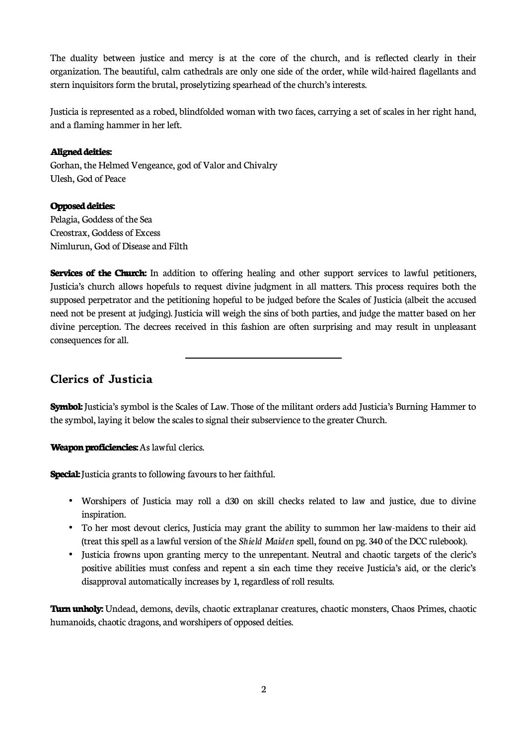The duality between justice and mercy is at the core of the church, and is reflected clearly in their organization. The beautiful, calm cathedrals are only one side of the order, while wild-haired flagellants and stern inquisitors form the brutal, proselytizing spearhead of the church's interests.

Justicia is represented as a robed, blindfolded woman with two faces, carrying a set of scales in her right hand, and a flaming hammer in her left.

**Aligned deities:**
Gorhan, the Helmed Vengeance, god of Valor and Chivalry
Ulesh, God of Peace

**Opposed deities:**
Pelagia, Goddess of the Sea
Creostrax, Goddess of Excess
Nimlurun, God of Disease and Filth

**Services of the Church:** In addition to offering healing and other support services to lawful petitioners, Justicia's church allows hopefuls to request divine judgment in all matters. This process requires both the supposed perpetrator and the petitioning hopeful to be judged before the Scales of Justicia (albeit the accused need not be present at judging). Justicia will weigh the sins of both parties, and judge the matter based on her divine perception. The decrees received in this fashion are often surprising and may result in unpleasant consequences for all.

---

## Clerics of Justicia

**Symbol:** Justicia's symbol is the Scales of Law. Those of the militant orders add Justicia's Burning Hammer to the symbol, laying it below the scales to signal their subservience to the greater Church.

**Weapon proficiencies:** As lawful clerics.

**Special:** Justicia grants to following favours to her faithful.

- Worshipers of Justicia may roll a d30 on skill checks related to law and justice, due to divine inspiration.
- To her most devout clerics, Justicia may grant the ability to summon her law-maidens to their aid (treat this spell as a lawful version of the *Shield Maiden* spell, found on pg. 340 of the DCC rulebook).
- Justicia frowns upon granting mercy to the unrepentant. Neutral and chaotic targets of the cleric's positive abilities must confess and repent a sin each time they receive Justicia's aid, or the cleric's disapproval automatically increases by 1, regardless of roll results.

**Turn unholy:** Undead, demons, devils, chaotic extraplanar creatures, chaotic monsters, Chaos Primes, chaotic humanoids, chaotic dragons, and worshipers of opposed deities.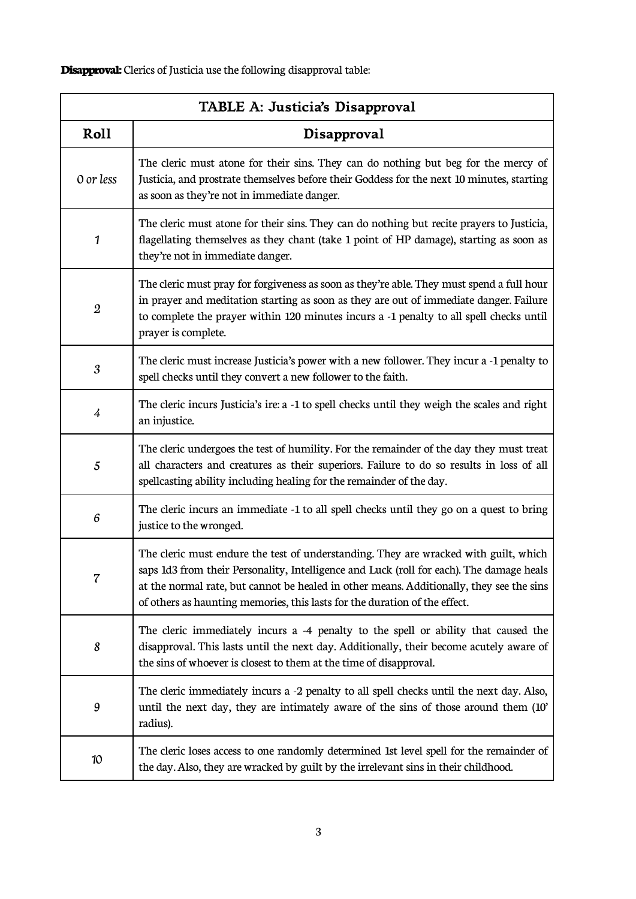**Disapproval:** Clerics of Justicia use the following disapproval table:

| TABLE A: Justicia's Disapproval | |
|---|---|
| **Roll** | **Disapproval** |
| *0 or less* | The cleric must atone for their sins. They can do nothing but beg for the mercy of Justicia, and prostrate themselves before their Goddess for the next 10 minutes, starting as soon as they're not in immediate danger. |
| *1* | The cleric must atone for their sins. They can do nothing but recite prayers to Justicia, flagellating themselves as they chant (take 1 point of HP damage), starting as soon as they're not in immediate danger. |
| *2* | The cleric must pray for forgiveness as soon as they're able. They must spend a full hour in prayer and meditation starting as soon as they are out of immediate danger. Failure to complete the prayer within 120 minutes incurs a -1 penalty to all spell checks until prayer is complete. |
| *3* | The cleric must increase Justicia's power with a new follower. They incur a -1 penalty to spell checks until they convert a new follower to the faith. |
| *4* | The cleric incurs Justicia's ire: a -1 to spell checks until they weigh the scales and right an injustice. |
| *5* | The cleric undergoes the test of humility. For the remainder of the day they must treat all characters and creatures as their superiors. Failure to do so results in loss of all spellcasting ability including healing for the remainder of the day. |
| *6* | The cleric incurs an immediate -1 to all spell checks until they go on a quest to bring justice to the wronged. |
| *7* | The cleric must endure the test of understanding. They are wracked with guilt, which saps 1d3 from their Personality, Intelligence and Luck (roll for each). The damage heals at the normal rate, but cannot be healed in other means. Additionally, they see the sins of others as haunting memories, this lasts for the duration of the effect. |
| *8* | The cleric immediately incurs a -4 penalty to the spell or ability that caused the disapproval. This lasts until the next day. Additionally, their become acutely aware of the sins of whoever is closest to them at the time of disapproval. |
| *9* | The cleric immediately incurs a -2 penalty to all spell checks until the next day. Also, until the next day, they are intimately aware of the sins of those around them (10' radius). |
| *10* | The cleric loses access to one randomly determined 1st level spell for the remainder of the day. Also, they are wracked by guilt by the irrelevant sins in their childhood. |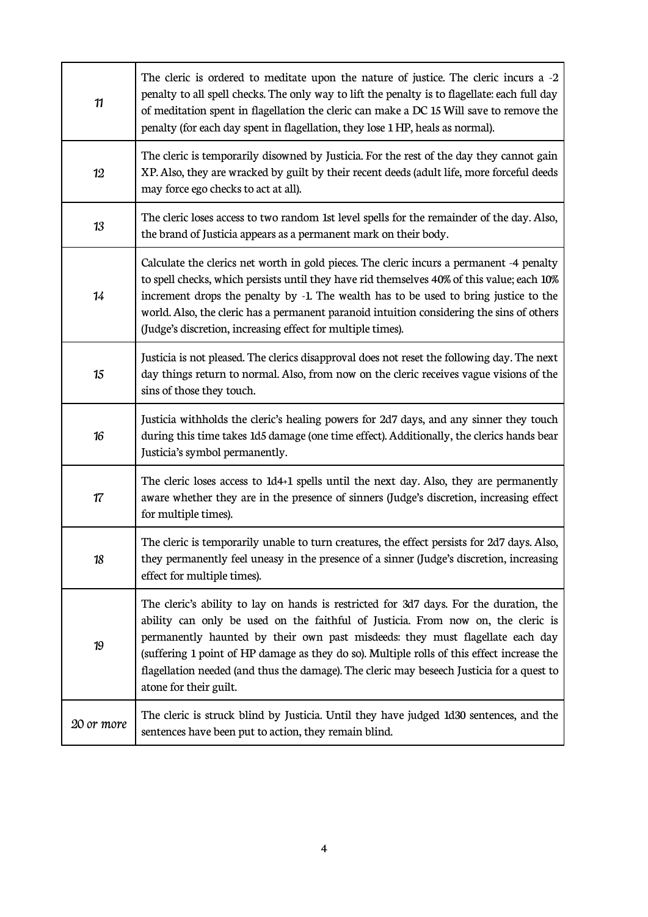| | |
|---|---|
| 11 | The cleric is ordered to meditate upon the nature of justice. The cleric incurs a -2 penalty to all spell checks. The only way to lift the penalty is to flagellate: each full day of meditation spent in flagellation the cleric can make a DC 15 Will save to remove the penalty (for each day spent in flagellation, they lose 1 HP, heals as normal). |
| 12 | The cleric is temporarily disowned by Justicia. For the rest of the day they cannot gain XP. Also, they are wracked by guilt by their recent deeds (adult life, more forceful deeds may force ego checks to act at all). |
| 13 | The cleric loses access to two random 1st level spells for the remainder of the day. Also, the brand of Justicia appears as a permanent mark on their body. |
| 14 | Calculate the clerics net worth in gold pieces. The cleric incurs a permanent -4 penalty to spell checks, which persists until they have rid themselves 40% of this value; each 10% increment drops the penalty by -1. The wealth has to be used to bring justice to the world. Also, the cleric has a permanent paranoid intuition considering the sins of others (Judge's discretion, increasing effect for multiple times). |
| 15 | Justicia is not pleased. The clerics disapproval does not reset the following day. The next day things return to normal. Also, from now on the cleric receives vague visions of the sins of those they touch. |
| 16 | Justicia withholds the cleric's healing powers for 2d7 days, and any sinner they touch during this time takes 1d5 damage (one time effect). Additionally, the clerics hands bear Justicia's symbol permanently. |
| 17 | The cleric loses access to 1d4+1 spells until the next day. Also, they are permanently aware whether they are in the presence of sinners (Judge's discretion, increasing effect for multiple times). |
| 18 | The cleric is temporarily unable to turn creatures, the effect persists for 2d7 days. Also, they permanently feel uneasy in the presence of a sinner (Judge's discretion, increasing effect for multiple times). |
| 19 | The cleric's ability to lay on hands is restricted for 3d7 days. For the duration, the ability can only be used on the faithful of Justicia. From now on, the cleric is permanently haunted by their own past misdeeds: they must flagellate each day (suffering 1 point of HP damage as they do so). Multiple rolls of this effect increase the flagellation needed (and thus the damage). The cleric may beseech Justicia for a quest to atone for their guilt. |
| 20 or more | The cleric is struck blind by Justicia. Until they have judged 1d30 sentences, and the sentences have been put to action, they remain blind. |